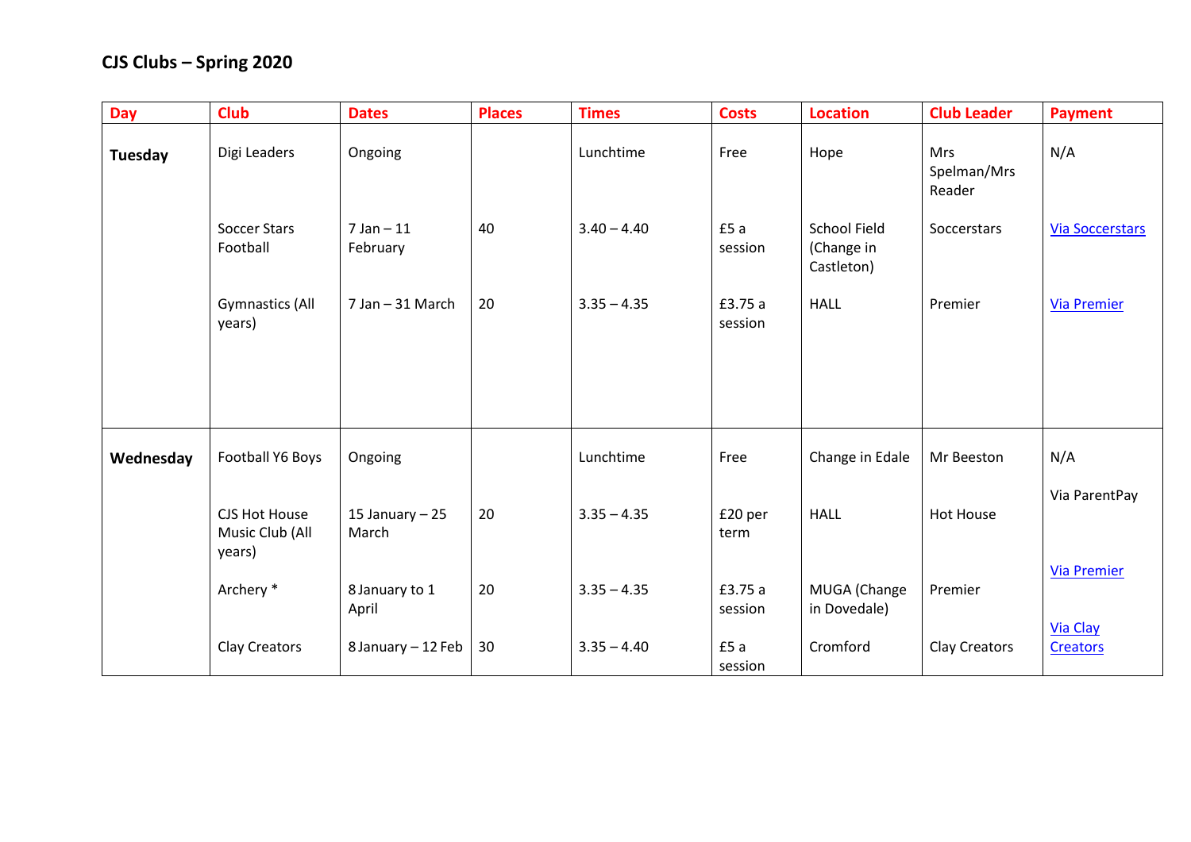**CJS Clubs – Spring 2020**

| Day | Club | Dates | Places | Times | Costs | Location | Club Leader | Payment |
|---|---|---|---|---|---|---|---|---|
| **Tuesday** | Digi Leaders | Ongoing | | Lunchtime | Free | Hope | Mrs Spelman/Mrs Reader | N/A |
| | Soccer Stars Football | 7 Jan – 11 February | 40 | 3.40 – 4.40 | £5 a session | School Field (Change in Castleton) | Soccerstars | Via Soccerstars |
| | Gymnastics (All years) | 7 Jan – 31 March | 20 | 3.35 – 4.35 | £3.75 a session | HALL | Premier | Via Premier |
| **Wednesday** | Football Y6 Boys | Ongoing | | Lunchtime | Free | Change in Edale | Mr Beeston | N/A |
| | CJS Hot House Music Club (All years) | 15 January – 25 March | 20 | 3.35 – 4.35 | £20 per term | HALL | Hot House | Via ParentPay |
| | Archery * | 8 January to 1 April | 20 | 3.35 – 4.35 | £3.75 a session | MUGA (Change in Dovedale) | Premier | Via Premier |
| | Clay Creators | 8 January – 12 Feb | 30 | 3.35 – 4.40 | £5 a session | Cromford | Clay Creators | Via Clay Creators |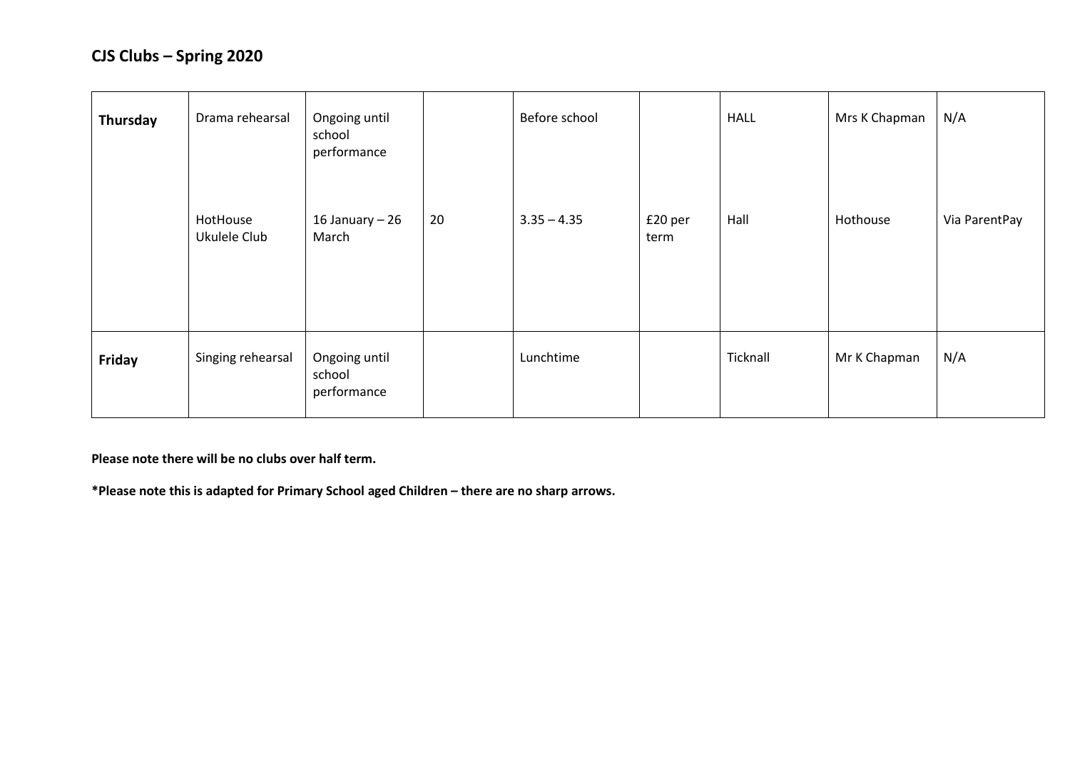## CJS Clubs – Spring 2020

| | | | | | | | | |
|---|---|---|---|---|---|---|---|---|
| **Thursday** | Drama rehearsal | Ongoing until school performance | | Before school | | HALL | Mrs K Chapman | N/A |
| | HotHouse Ukulele Club | 16 January – 26 March | 20 | 3.35 – 4.35 | £20 per term | Hall | Hothouse | Via ParentPay |
| **Friday** | Singing rehearsal | Ongoing until school performance | | Lunchtime | | Ticknall | Mr K Chapman | N/A |

**Please note there will be no clubs over half term.**

**\*Please note this is adapted for Primary School aged Children – there are no sharp arrows.**